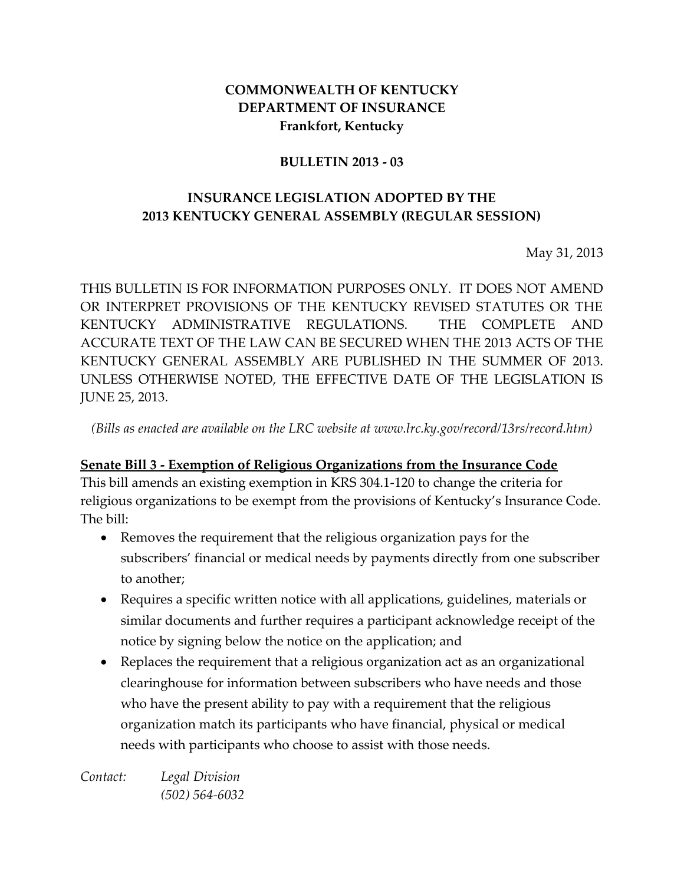**COMMONWEALTH OF KENTUCKY**
**DEPARTMENT OF INSURANCE**
**Frankfort, Kentucky**

**BULLETIN 2013 - 03**

**INSURANCE LEGISLATION ADOPTED BY THE 2013 KENTUCKY GENERAL ASSEMBLY (REGULAR SESSION)**

May 31, 2013

THIS BULLETIN IS FOR INFORMATION PURPOSES ONLY. IT DOES NOT AMEND OR INTERPRET PROVISIONS OF THE KENTUCKY REVISED STATUTES OR THE KENTUCKY ADMINISTRATIVE REGULATIONS. THE COMPLETE AND ACCURATE TEXT OF THE LAW CAN BE SECURED WHEN THE 2013 ACTS OF THE KENTUCKY GENERAL ASSEMBLY ARE PUBLISHED IN THE SUMMER OF 2013. UNLESS OTHERWISE NOTED, THE EFFECTIVE DATE OF THE LEGISLATION IS JUNE 25, 2013.

*(Bills as enacted are available on the LRC website at www.lrc.ky.gov/record/13rs/record.htm)*

**Senate Bill 3 - Exemption of Religious Organizations from the Insurance Code**

This bill amends an existing exemption in KRS 304.1-120 to change the criteria for religious organizations to be exempt from the provisions of Kentucky's Insurance Code. The bill:

- Removes the requirement that the religious organization pays for the subscribers' financial or medical needs by payments directly from one subscriber to another;
- Requires a specific written notice with all applications, guidelines, materials or similar documents and further requires a participant acknowledge receipt of the notice by signing below the notice on the application; and
- Replaces the requirement that a religious organization act as an organizational clearinghouse for information between subscribers who have needs and those who have the present ability to pay with a requirement that the religious organization match its participants who have financial, physical or medical needs with participants who choose to assist with those needs.

*Contact:* *Legal Division*
*(502) 564-6032*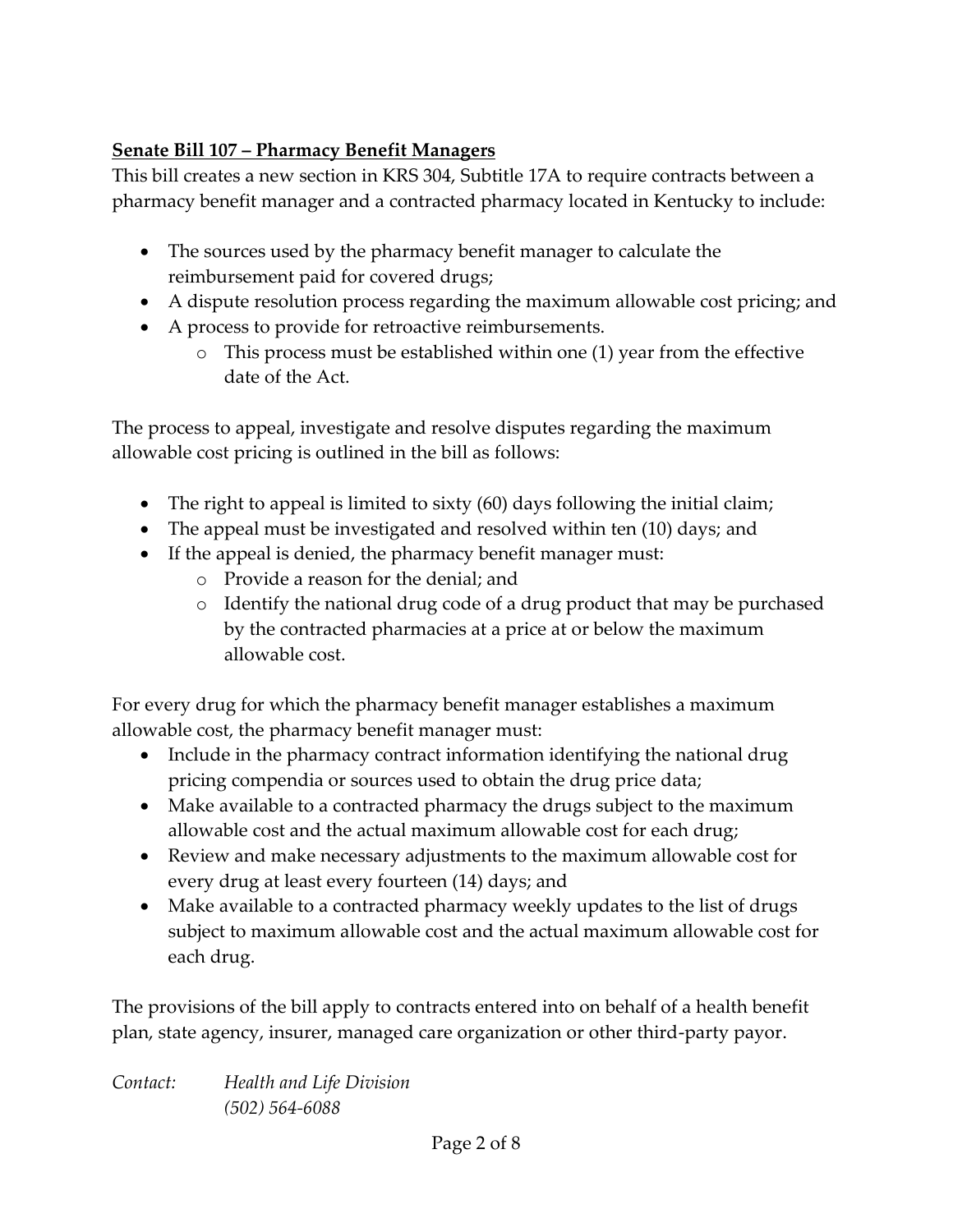**Senate Bill 107 – Pharmacy Benefit Managers**

This bill creates a new section in KRS 304, Subtitle 17A to require contracts between a pharmacy benefit manager and a contracted pharmacy located in Kentucky to include:

- The sources used by the pharmacy benefit manager to calculate the reimbursement paid for covered drugs;
- A dispute resolution process regarding the maximum allowable cost pricing; and
- A process to provide for retroactive reimbursements.
  - This process must be established within one (1) year from the effective date of the Act.

The process to appeal, investigate and resolve disputes regarding the maximum allowable cost pricing is outlined in the bill as follows:

- The right to appeal is limited to sixty (60) days following the initial claim;
- The appeal must be investigated and resolved within ten (10) days; and
- If the appeal is denied, the pharmacy benefit manager must:
  - Provide a reason for the denial; and
  - Identify the national drug code of a drug product that may be purchased by the contracted pharmacies at a price at or below the maximum allowable cost.

For every drug for which the pharmacy benefit manager establishes a maximum allowable cost, the pharmacy benefit manager must:

- Include in the pharmacy contract information identifying the national drug pricing compendia or sources used to obtain the drug price data;
- Make available to a contracted pharmacy the drugs subject to the maximum allowable cost and the actual maximum allowable cost for each drug;
- Review and make necessary adjustments to the maximum allowable cost for every drug at least every fourteen (14) days; and
- Make available to a contracted pharmacy weekly updates to the list of drugs subject to maximum allowable cost and the actual maximum allowable cost for each drug.

The provisions of the bill apply to contracts entered into on behalf of a health benefit plan, state agency, insurer, managed care organization or other third-party payor.

*Contact:* *Health and Life Division*
*(502) 564-6088*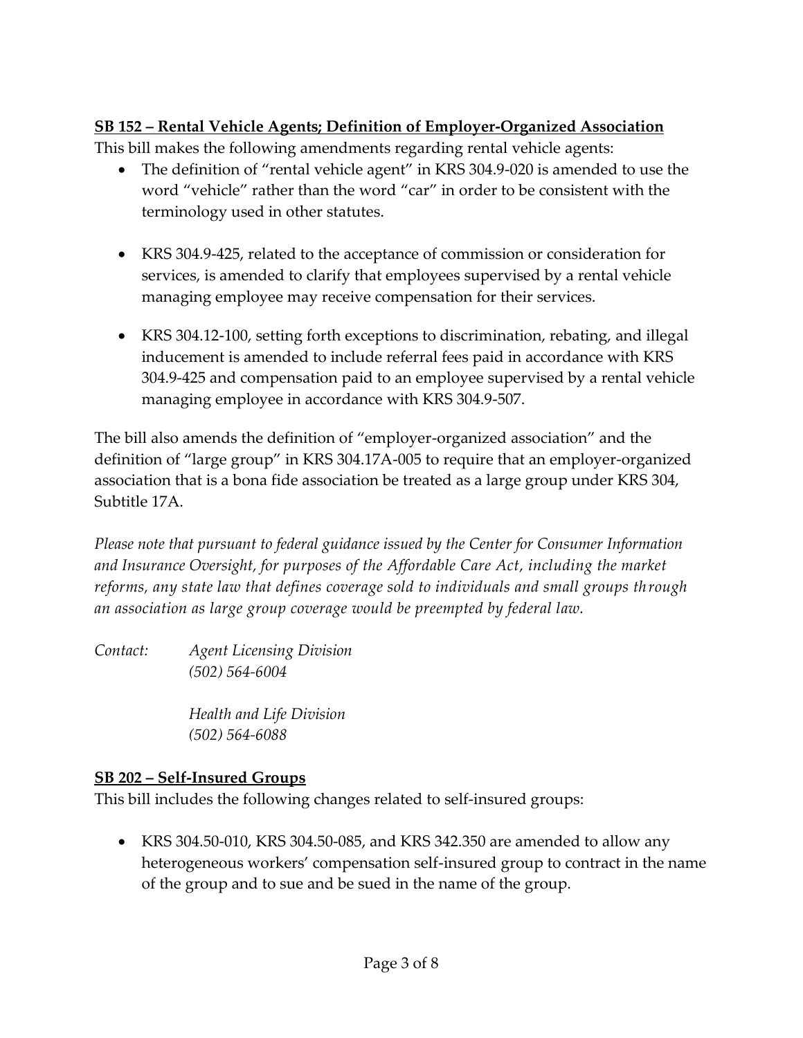**<u>SB 152 – Rental Vehicle Agents; Definition of Employer-Organized Association</u>**

This bill makes the following amendments regarding rental vehicle agents:

- The definition of "rental vehicle agent" in KRS 304.9-020 is amended to use the word "vehicle" rather than the word "car" in order to be consistent with the terminology used in other statutes.

- KRS 304.9-425, related to the acceptance of commission or consideration for services, is amended to clarify that employees supervised by a rental vehicle managing employee may receive compensation for their services.

- KRS 304.12-100, setting forth exceptions to discrimination, rebating, and illegal inducement is amended to include referral fees paid in accordance with KRS 304.9-425 and compensation paid to an employee supervised by a rental vehicle managing employee in accordance with KRS 304.9-507.

The bill also amends the definition of "employer-organized association" and the definition of "large group" in KRS 304.17A-005 to require that an employer-organized association that is a bona fide association be treated as a large group under KRS 304, Subtitle 17A.

*Please note that pursuant to federal guidance issued by the Center for Consumer Information and Insurance Oversight, for purposes of the Affordable Care Act, including the market reforms, any state law that defines coverage sold to individuals and small groups through an association as large group coverage would be preempted by federal law.*

*Contact:* *Agent Licensing Division*
*(502) 564-6004*

*Health and Life Division*
*(502) 564-6088*

**<u>SB 202 – Self-Insured Groups</u>**

This bill includes the following changes related to self-insured groups:

- KRS 304.50-010, KRS 304.50-085, and KRS 342.350 are amended to allow any heterogeneous workers' compensation self-insured group to contract in the name of the group and to sue and be sued in the name of the group.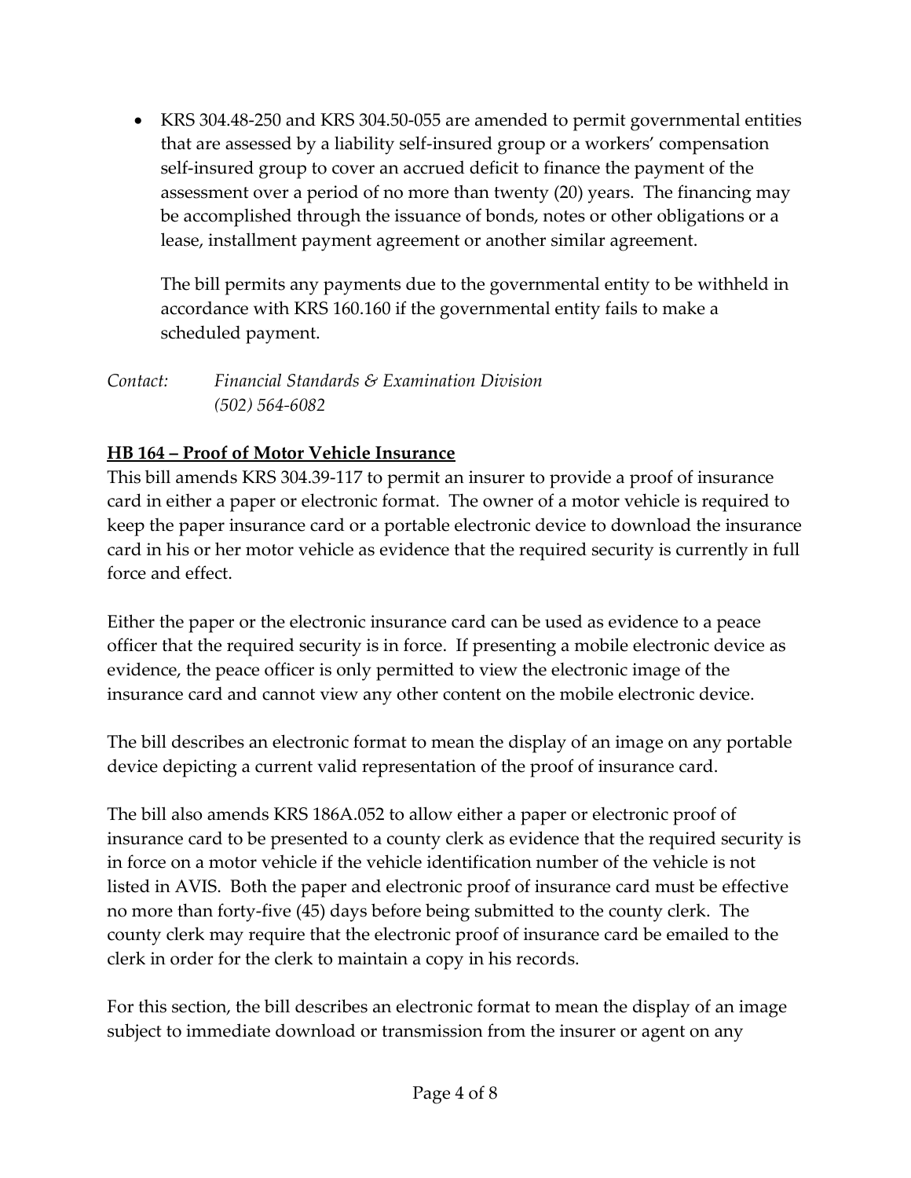- KRS 304.48-250 and KRS 304.50-055 are amended to permit governmental entities that are assessed by a liability self-insured group or a workers' compensation self-insured group to cover an accrued deficit to finance the payment of the assessment over a period of no more than twenty (20) years. The financing may be accomplished through the issuance of bonds, notes or other obligations or a lease, installment payment agreement or another similar agreement.

  The bill permits any payments due to the governmental entity to be withheld in accordance with KRS 160.160 if the governmental entity fails to make a scheduled payment.

*Contact: Financial Standards & Examination Division*
*(502) 564-6082*

**HB 164 – Proof of Motor Vehicle Insurance**

This bill amends KRS 304.39-117 to permit an insurer to provide a proof of insurance card in either a paper or electronic format. The owner of a motor vehicle is required to keep the paper insurance card or a portable electronic device to download the insurance card in his or her motor vehicle as evidence that the required security is currently in full force and effect.

Either the paper or the electronic insurance card can be used as evidence to a peace officer that the required security is in force. If presenting a mobile electronic device as evidence, the peace officer is only permitted to view the electronic image of the insurance card and cannot view any other content on the mobile electronic device.

The bill describes an electronic format to mean the display of an image on any portable device depicting a current valid representation of the proof of insurance card.

The bill also amends KRS 186A.052 to allow either a paper or electronic proof of insurance card to be presented to a county clerk as evidence that the required security is in force on a motor vehicle if the vehicle identification number of the vehicle is not listed in AVIS. Both the paper and electronic proof of insurance card must be effective no more than forty-five (45) days before being submitted to the county clerk. The county clerk may require that the electronic proof of insurance card be emailed to the clerk in order for the clerk to maintain a copy in his records.

For this section, the bill describes an electronic format to mean the display of an image subject to immediate download or transmission from the insurer or agent on any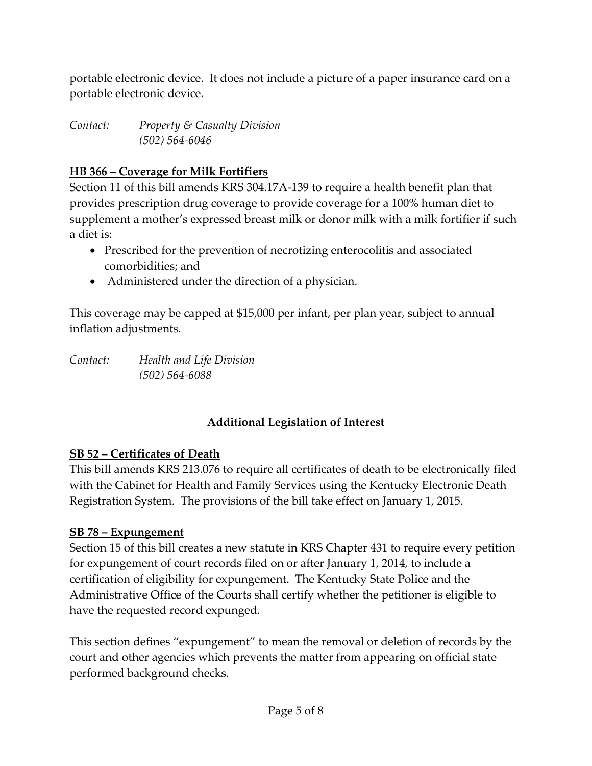portable electronic device. It does not include a picture of a paper insurance card on a portable electronic device.

*Contact:* *Property & Casualty Division*
*(502) 564-6046*

**HB 366 – Coverage for Milk Fortifiers**

Section 11 of this bill amends KRS 304.17A-139 to require a health benefit plan that provides prescription drug coverage to provide coverage for a 100% human diet to supplement a mother's expressed breast milk or donor milk with a milk fortifier if such a diet is:

- Prescribed for the prevention of necrotizing enterocolitis and associated comorbidities; and
- Administered under the direction of a physician.

This coverage may be capped at $15,000 per infant, per plan year, subject to annual inflation adjustments.

*Contact:* *Health and Life Division*
*(502) 564-6088*

## Additional Legislation of Interest

**SB 52 – Certificates of Death**

This bill amends KRS 213.076 to require all certificates of death to be electronically filed with the Cabinet for Health and Family Services using the Kentucky Electronic Death Registration System. The provisions of the bill take effect on January 1, 2015.

**SB 78 – Expungement**

Section 15 of this bill creates a new statute in KRS Chapter 431 to require every petition for expungement of court records filed on or after January 1, 2014, to include a certification of eligibility for expungement. The Kentucky State Police and the Administrative Office of the Courts shall certify whether the petitioner is eligible to have the requested record expunged.

This section defines "expungement" to mean the removal or deletion of records by the court and other agencies which prevents the matter from appearing on official state performed background checks.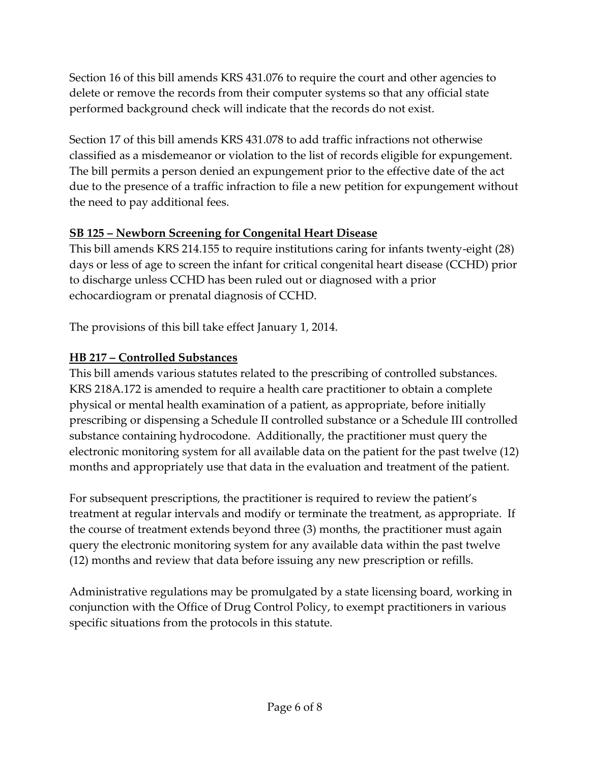Section 16 of this bill amends KRS 431.076 to require the court and other agencies to delete or remove the records from their computer systems so that any official state performed background check will indicate that the records do not exist.

Section 17 of this bill amends KRS 431.078 to add traffic infractions not otherwise classified as a misdemeanor or violation to the list of records eligible for expungement. The bill permits a person denied an expungement prior to the effective date of the act due to the presence of a traffic infraction to file a new petition for expungement without the need to pay additional fees.

**SB 125 – Newborn Screening for Congenital Heart Disease**

This bill amends KRS 214.155 to require institutions caring for infants twenty-eight (28) days or less of age to screen the infant for critical congenital heart disease (CCHD) prior to discharge unless CCHD has been ruled out or diagnosed with a prior echocardiogram or prenatal diagnosis of CCHD.

The provisions of this bill take effect January 1, 2014.

**HB 217 – Controlled Substances**

This bill amends various statutes related to the prescribing of controlled substances. KRS 218A.172 is amended to require a health care practitioner to obtain a complete physical or mental health examination of a patient, as appropriate, before initially prescribing or dispensing a Schedule II controlled substance or a Schedule III controlled substance containing hydrocodone. Additionally, the practitioner must query the electronic monitoring system for all available data on the patient for the past twelve (12) months and appropriately use that data in the evaluation and treatment of the patient.

For subsequent prescriptions, the practitioner is required to review the patient's treatment at regular intervals and modify or terminate the treatment, as appropriate. If the course of treatment extends beyond three (3) months, the practitioner must again query the electronic monitoring system for any available data within the past twelve (12) months and review that data before issuing any new prescription or refills.

Administrative regulations may be promulgated by a state licensing board, working in conjunction with the Office of Drug Control Policy, to exempt practitioners in various specific situations from the protocols in this statute.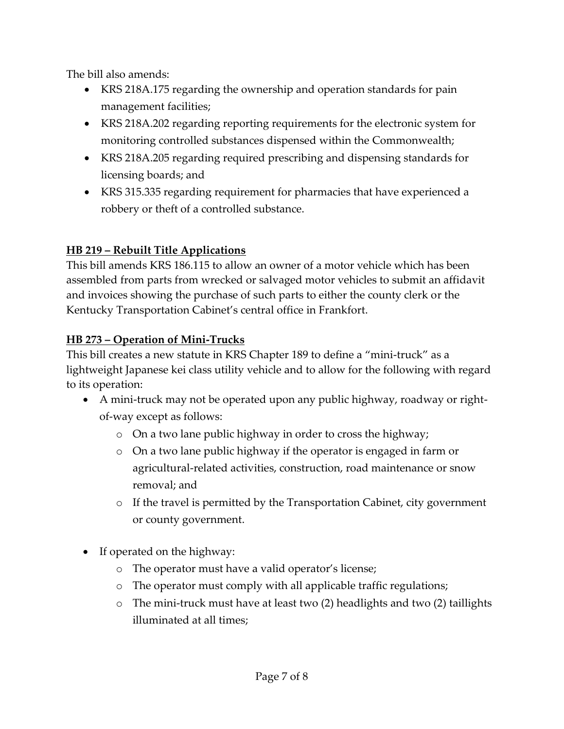The bill also amends:

- KRS 218A.175 regarding the ownership and operation standards for pain management facilities;
- KRS 218A.202 regarding reporting requirements for the electronic system for monitoring controlled substances dispensed within the Commonwealth;
- KRS 218A.205 regarding required prescribing and dispensing standards for licensing boards; and
- KRS 315.335 regarding requirement for pharmacies that have experienced a robbery or theft of a controlled substance.

**HB 219 – Rebuilt Title Applications**

This bill amends KRS 186.115 to allow an owner of a motor vehicle which has been assembled from parts from wrecked or salvaged motor vehicles to submit an affidavit and invoices showing the purchase of such parts to either the county clerk or the Kentucky Transportation Cabinet's central office in Frankfort.

**HB 273 – Operation of Mini-Trucks**

This bill creates a new statute in KRS Chapter 189 to define a "mini-truck" as a lightweight Japanese kei class utility vehicle and to allow for the following with regard to its operation:

- A mini-truck may not be operated upon any public highway, roadway or right-of-way except as follows:
  - On a two lane public highway in order to cross the highway;
  - On a two lane public highway if the operator is engaged in farm or agricultural-related activities, construction, road maintenance or snow removal; and
  - If the travel is permitted by the Transportation Cabinet, city government or county government.

- If operated on the highway:
  - The operator must have a valid operator's license;
  - The operator must comply with all applicable traffic regulations;
  - The mini-truck must have at least two (2) headlights and two (2) taillights illuminated at all times;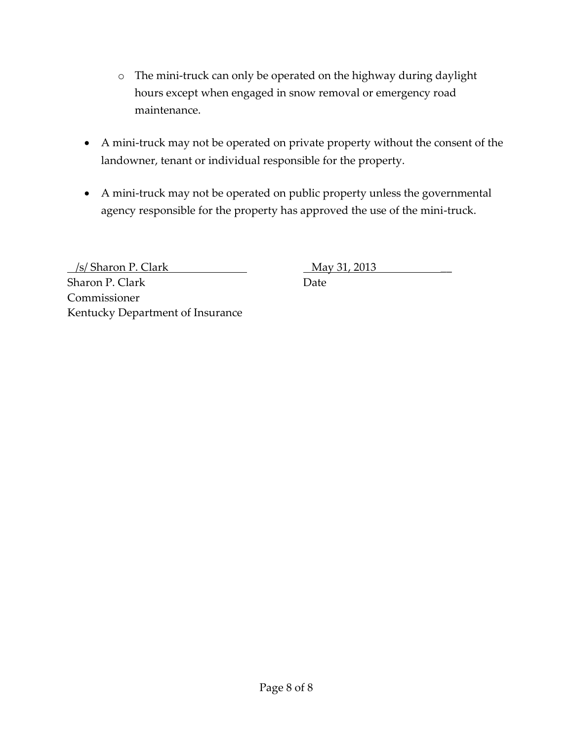- The mini-truck can only be operated on the highway during daylight hours except when engaged in snow removal or emergency road maintenance.

- A mini-truck may not be operated on private property without the consent of the landowner, tenant or individual responsible for the property.

- A mini-truck may not be operated on public property unless the governmental agency responsible for the property has approved the use of the mini-truck.

/s/ Sharon P. Clark
Sharon P. Clark
Commissioner
Kentucky Department of Insurance

May 31, 2013
Date